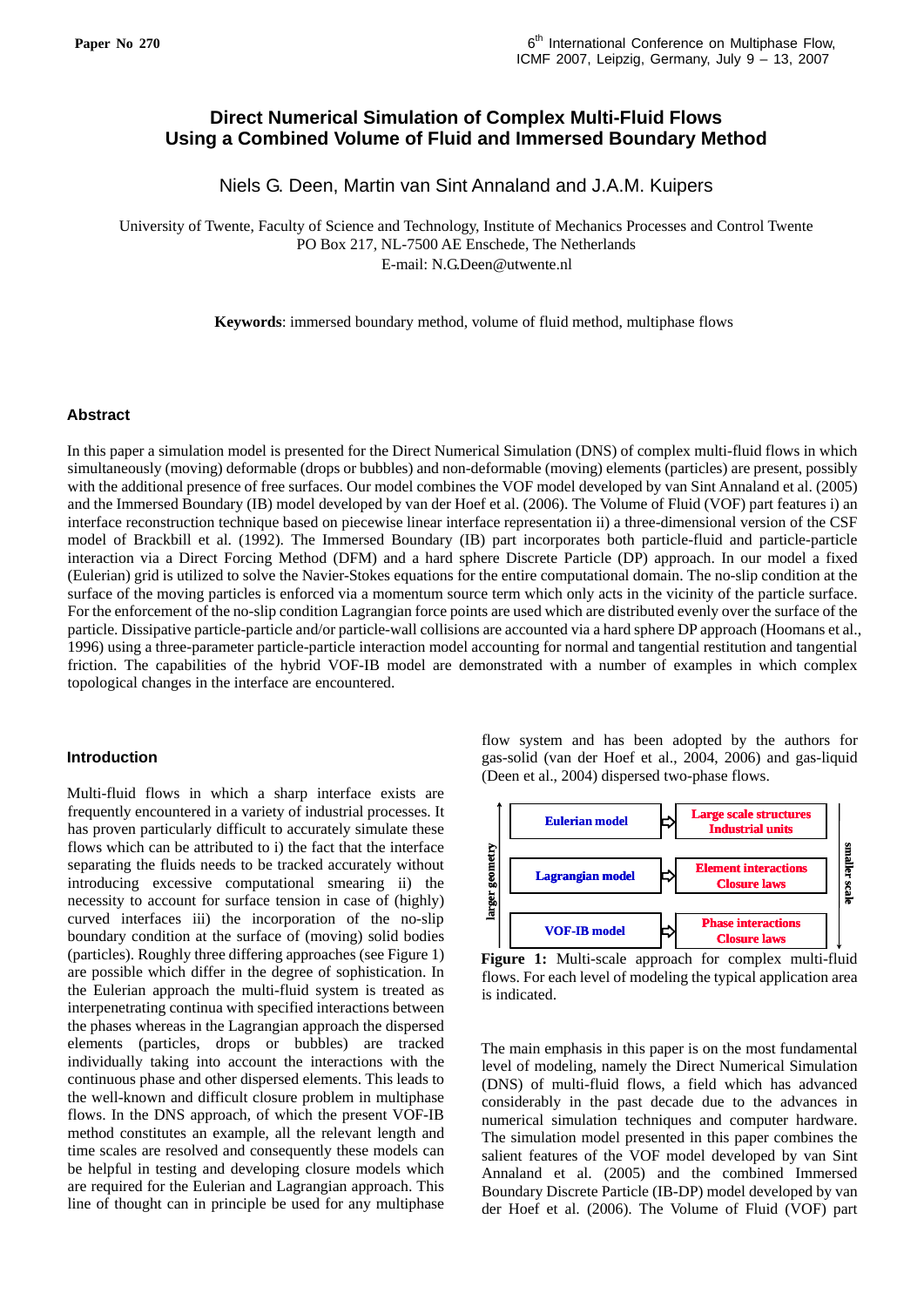Paper No 270

# Direct Numerical Simulation of Complex Multi-Fluid Flows Using a Combined Volume of Fluid and Immersed Boundary Method

Niels G. Deen, Martin van Sint Annaland and J.A.M. Kuipers

University of Twente, Faculty of Science and Technology, Institute of Mechanics Processes and Control Twente
PO Box 217, NL-7500 AE Enschede, The Netherlands
E-mail: N.G.Deen@utwente.nl

**Keywords**: immersed boundary method, volume of fluid method, multiphase flows

## Abstract

In this paper a simulation model is presented for the Direct Numerical Simulation (DNS) of complex multi-fluid flows in which simultaneously (moving) deformable (drops or bubbles) and non-deformable (moving) elements (particles) are present, possibly with the additional presence of free surfaces. Our model combines the VOF model developed by van Sint Annaland et al. (2005) and the Immersed Boundary (IB) model developed by van der Hoef et al. (2006). The Volume of Fluid (VOF) part features i) an interface reconstruction technique based on piecewise linear interface representation ii) a three-dimensional version of the CSF model of Brackbill et al. (1992). The Immersed Boundary (IB) part incorporates both particle-fluid and particle-particle interaction via a Direct Forcing Method (DFM) and a hard sphere Discrete Particle (DP) approach. In our model a fixed (Eulerian) grid is utilized to solve the Navier-Stokes equations for the entire computational domain. The no-slip condition at the surface of the moving particles is enforced via a momentum source term which only acts in the vicinity of the particle surface. For the enforcement of the no-slip condition Lagrangian force points are used which are distributed evenly over the surface of the particle. Dissipative particle-particle and/or particle-wall collisions are accounted via a hard sphere DP approach (Hoomans et al., 1996) using a three-parameter particle-particle interaction model accounting for normal and tangential restitution and tangential friction. The capabilities of the hybrid VOF-IB model are demonstrated with a number of examples in which complex topological changes in the interface are encountered.

## Introduction

Multi-fluid flows in which a sharp interface exists are frequently encountered in a variety of industrial processes. It has proven particularly difficult to accurately simulate these flows which can be attributed to i) the fact that the interface separating the fluids needs to be tracked accurately without introducing excessive computational smearing ii) the necessity to account for surface tension in case of (highly) curved interfaces iii) the incorporation of the no-slip boundary condition at the surface of (moving) solid bodies (particles). Roughly three differing approaches (see Figure 1) are possible which differ in the degree of sophistication. In the Eulerian approach the multi-fluid system is treated as interpenetrating continua with specified interactions between the phases whereas in the Lagrangian approach the dispersed elements (particles, drops or bubbles) are tracked individually taking into account the interactions with the continuous phase and other dispersed elements. This leads to the well-known and difficult closure problem in multiphase flows. In the DNS approach, of which the present VOF-IB method constitutes an example, all the relevant length and time scales are resolved and consequently these models can be helpful in testing and developing closure models which are required for the Eulerian and Lagrangian approach. This line of thought can in principle be used for any multiphase flow system and has been adopted by the authors for gas-solid (van der Hoef et al., 2004, 2006) and gas-liquid (Deen et al., 2004) dispersed two-phase flows.

| Model | Application area |
|---|---|
| Eulerian model | Large scale structures<br>Industrial units |
| Lagrangian model | Element interactions<br>Closure laws |
| VOF-IB model | Phase interactions<br>Closure laws |

(Vertical axis labels: larger geometry ↑; smaller scale ↓)

**Figure 1:** Multi-scale approach for complex multi-fluid flows. For each level of modeling the typical application area is indicated.

The main emphasis in this paper is on the most fundamental level of modeling, namely the Direct Numerical Simulation (DNS) of multi-fluid flows, a field which has advanced considerably in the past decade due to the advances in numerical simulation techniques and computer hardware. The simulation model presented in this paper combines the salient features of the VOF model developed by van Sint Annaland et al. (2005) and the combined Immersed Boundary Discrete Particle (IB-DP) model developed by van der Hoef et al. (2006). The Volume of Fluid (VOF) part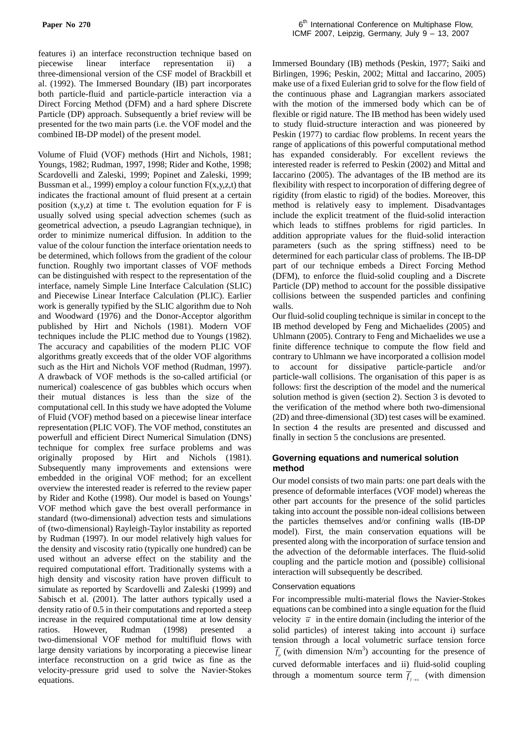features i) an interface reconstruction technique based on piecewise linear interface representation ii) a three-dimensional version of the CSF model of Brackbill et al. (1992). The Immersed Boundary (IB) part incorporates both particle-fluid and particle-particle interaction via a Direct Forcing Method (DFM) and a hard sphere Discrete Particle (DP) approach. Subsequently a brief review will be presented for the two main parts (i.e. the VOF model and the combined IB-DP model) of the present model.

Volume of Fluid (VOF) methods (Hirt and Nichols, 1981; Youngs, 1982; Rudman, 1997, 1998; Rider and Kothe, 1998; Scardovelli and Zaleski, 1999; Popinet and Zaleski, 1999; Bussman et al., 1999) employ a colour function F(x,y,z,t) that indicates the fractional amount of fluid present at a certain position (x,y,z) at time t. The evolution equation for F is usually solved using special advection schemes (such as geometrical advection, a pseudo Lagrangian technique), in order to minimize numerical diffusion. In addition to the value of the colour function the interface orientation needs to be determined, which follows from the gradient of the colour function. Roughly two important classes of VOF methods can be distinguished with respect to the representation of the interface, namely Simple Line Interface Calculation (SLIC) and Piecewise Linear Interface Calculation (PLIC). Earlier work is generally typified by the SLIC algorithm due to Noh and Woodward (1976) and the Donor-Acceptor algorithm published by Hirt and Nichols (1981). Modern VOF techniques include the PLIC method due to Youngs (1982). The accuracy and capabilities of the modern PLIC VOF algorithms greatly exceeds that of the older VOF algorithms such as the Hirt and Nichols VOF method (Rudman, 1997). A drawback of VOF methods is the so-called artificial (or numerical) coalescence of gas bubbles which occurs when their mutual distances is less than the size of the computational cell. In this study we have adopted the Volume of Fluid (VOF) method based on a piecewise linear interface representation (PLIC VOF). The VOF method, constitutes an powerfull and efficient Direct Numerical Simulation (DNS) technique for complex free surface problems and was originally proposed by Hirt and Nichols (1981). Subsequently many improvements and extensions were embedded in the original VOF method; for an excellent overview the interested reader is referred to the review paper by Rider and Kothe (1998). Our model is based on Youngs' VOF method which gave the best overall performance in standard (two-dimensional) advection tests and simulations of (two-dimensional) Rayleigh-Taylor instability as reported by Rudman (1997). In our model relatively high values for the density and viscosity ratio (typically one hundred) can be used without an adverse effect on the stability and the required computational effort. Traditionally systems with a high density and viscosity ration have proven difficult to simulate as reported by Scardovelli and Zaleski (1999) and Sabisch et al. (2001). The latter authors typically used a density ratio of 0.5 in their computations and reported a steep increase in the required computational time at low density ratios. However, Rudman (1998) presented a two-dimensional VOF method for multifluid flows with large density variations by incorporating a piecewise linear interface reconstruction on a grid twice as fine as the velocity-pressure grid used to solve the Navier-Stokes equations.

Immersed Boundary (IB) methods (Peskin, 1977; Saiki and Birlingen, 1996; Peskin, 2002; Mittal and Iaccarino, 2005) make use of a fixed Eulerian grid to solve for the flow field of the continuous phase and Lagrangian markers associated with the motion of the immersed body which can be of flexible or rigid nature. The IB method has been widely used to study fluid-structure interaction and was pioneered by Peskin (1977) to cardiac flow problems. In recent years the range of applications of this powerful computational method has expanded considerably. For excellent reviews the interested reader is referred to Peskin (2002) and Mittal and Iaccarino (2005). The advantages of the IB method are its flexibility with respect to incorporation of differing degree of rigidity (from elastic to rigid) of the bodies. Moreover, this method is relatively easy to implement. Disadvantages include the explicit treatment of the fluid-solid interaction which leads to stiffnes problems for rigid particles. In addition appropriate values for the fluid-solid interaction parameters (such as the spring stiffness) need to be determined for each particular class of problems. The IB-DP part of our technique embeds a Direct Forcing Method (DFM), to enforce the fluid-solid coupling and a Discrete Particle (DP) method to account for the possible dissipative collisions between the suspended particles and confining walls.

Our fluid-solid coupling technique is similar in concept to the IB method developed by Feng and Michaelides (2005) and Uhlmann (2005). Contrary to Feng and Michaelides we use a finite difference technique to compute the flow field and contrary to Uhlmann we have incorporated a collision model to account for dissipative particle-particle and/or particle-wall collisions. The organisation of this paper is as follows: first the description of the model and the numerical solution method is given (section 2). Section 3 is devoted to the verification of the method where both two-dimensional (2D) and three-dimensional (3D) test cases will be examined. In section 4 the results are presented and discussed and finally in section 5 the conclusions are presented.

## Governing equations and numerical solution method

Our model consists of two main parts: one part deals with the presence of deformable interfaces (VOF model) whereas the other part accounts for the presence of the solid particles taking into account the possible non-ideal collisions between the particles themselves and/or confining walls (IB-DP model). First, the main conservation equations will be presented along with the incorporation of surface tension and the advection of the deformable interfaces. The fluid-solid coupling and the particle motion and (possible) collisional interaction will subsequently be described.

### Conservation equations

For incompressible multi-material flows the Navier-Stokes equations can be combined into a single equation for the fluid velocity $\overline{u}$ in the entire domain (including the interior of the solid particles) of interest taking into account i) surface tension through a local volumetric surface tension force $\overline{f}_{\sigma}$ (with dimension N/m$^3$) accounting for the presence of curved deformable interfaces and ii) fluid-solid coupling through a momentum source term $\overline{f}_{f \to s}$ (with dimension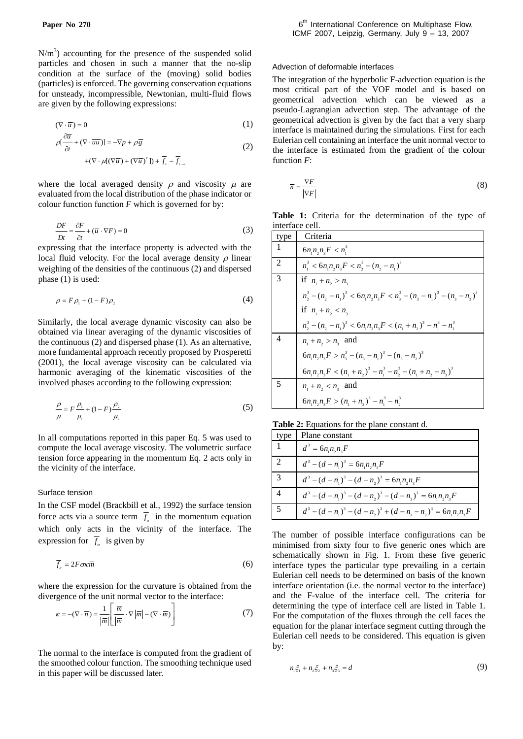$N/m^3$) accounting for the presence of the suspended solid particles and chosen in such a manner that the no-slip condition at the surface of the (moving) solid bodies (particles) is enforced. The governing conservation equations for unsteady, incompressible, Newtonian, multi-fluid flows are given by the following expressions:

$$(\nabla \cdot \overline{u}) = 0 \tag{1}$$

$$\rho[\frac{\partial \overline{u}}{\partial t} + (\nabla \cdot \overline{uu})] = -\nabla p + \rho \overline{g} + (\nabla \cdot \mu[(\nabla \overline{u}) + (\nabla \overline{u})^T]) + \overline{f}_\sigma - \overline{f}_{f \to s} \tag{2}$$

where the local averaged density $\rho$ and viscosity $\mu$ are evaluated from the local distribution of the phase indicator or colour function function $F$ which is governed for by:

$$\frac{DF}{Dt} = \frac{\partial F}{\partial t} + (\overline{u} \cdot \nabla F) = 0 \tag{3}$$

expressing that the interface property is advected with the local fluid velocity. For the local average density $\rho$ linear weighing of the densities of the continuous (2) and dispersed phase (1) is used:

$$\rho = F\rho_1 + (1-F)\rho_2 \tag{4}$$

Similarly, the local average dynamic viscosity can also be obtained via linear averaging of the dynamic viscosities of the continuous (2) and dispersed phase (1). As an alternative, more fundamental approach recently proposed by Prosperetti (2001), the local average viscosity can be calculated via harmonic averaging of the kinematic viscosities of the involved phases according to the following expression:

$$\frac{\rho}{\mu} = F\frac{\rho_1}{\mu_1} + (1-F)\frac{\rho_2}{\mu_2} \tag{5}$$

In all computations reported in this paper Eq. 5 was used to compute the local average viscosity. The volumetric surface tension force appearing in the momentum Eq. 2 acts only in the vicinity of the interface.

### Surface tension

In the CSF model (Brackbill et al., 1992) the surface tension force acts via a source term $\overline{f}_\sigma$ in the momentum equation which only acts in the vicinity of the interface. The expression for $\overline{f}_\sigma$ is given by

$$\overline{f}_\sigma = 2F\sigma\kappa\overline{m} \tag{6}$$

where the expression for the curvature is obtained from the divergence of the unit normal vector to the interface:

$$\kappa = -(\nabla \cdot \overline{n}) = \frac{1}{|\overline{m}|}\left[\frac{\overline{m}}{|\overline{m}|} \cdot \nabla|\overline{m}| - (\nabla \cdot \overline{m})\right] \tag{7}$$

The normal to the interface is computed from the gradient of the smoothed colour function. The smoothing technique used in this paper will be discussed later.

### Advection of deformable interfaces

The integration of the hyperbolic F-advection equation is the most critical part of the VOF model and is based on geometrical advection which can be viewed as a pseudo-Lagrangian advection step. The advantage of the geometrical advection is given by the fact that a very sharp interface is maintained during the simulations. First for each Eulerian cell containing an interface the unit normal vector to the interface is estimated from the gradient of the colour function $F$:

$$\overline{n} = \frac{\nabla F}{|\nabla F|} \tag{8}$$

**Table 1:** Criteria for the determination of the type of interface cell.

| type | Criteria |
|---|---|
| 1 | $6n_1n_2n_3F < n_1^3$ |
| 2 | $n_1^3 < 6n_1n_2n_3F < n_2^3 - (n_2 - n_1)^3$ |
| 3 | if $n_1 + n_2 > n_3$ <br> $n_2^3 - (n_2 - n_1)^3 < 6n_1n_2n_3F < n_3^3 - (n_3 - n_1)^3 - (n_3 - n_2)^3$ <br> if $n_1 + n_2 < n_3$ <br> $n_2^3 - (n_2 - n_1)^3 < 6n_1n_2n_3F < (n_1 + n_2)^3 - n_1^3 - n_2^3$ |
| 4 | $n_1 + n_2 > n_3$ and <br> $6n_1n_2n_3F > n_3^3 - (n_3 - n_1)^3 - (n_3 - n_2)^3$ <br> $6n_1n_2n_3F < (n_1 + n_2)^3 - n_1^3 - n_2^3 - (n_1 + n_2 - n_3)^3$ |
| 5 | $n_1 + n_2 < n_3$ and <br> $6n_1n_2n_3F > (n_1 + n_2)^3 - n_1^3 - n_2^3$ |

**Table 2:** Equations for the plane constant d.

| type | Plane constant |
|---|---|
| 1 | $d^3 = 6n_1n_2n_3F$ |
| 2 | $d^3 - (d - n_1)^3 = 6n_1n_2n_3F$ |
| 3 | $d^3 - (d - n_1)^3 - (d - n_2)^3 = 6n_1n_2n_3F$ |
| 4 | $d^3 - (d - n_1)^3 - (d - n_2)^3 - (d - n_3)^3 = 6n_1n_2n_3F$ |
| 5 | $d^3 - (d - n_1)^3 - (d - n_2)^3 + (d - n_1 - n_2)^3 = 6n_1n_2n_3F$ |

The number of possible interface configurations can be minimised from sixty four to five generic ones which are schematically shown in Fig. 1. From these five generic interface types the particular type prevailing in a certain Eulerian cell needs to be determined on basis of the known interface orientation (i.e. the normal vector to the interface) and the F-value of the interface cell. The criteria for determining the type of interface cell are listed in Table 1. For the computation of the fluxes through the cell faces the equation for the planar interface segment cutting through the Eulerian cell needs to be considered. This equation is given by:

$$n_1\xi_1 + n_2\xi_2 + n_3\xi_3 = d \tag{9}$$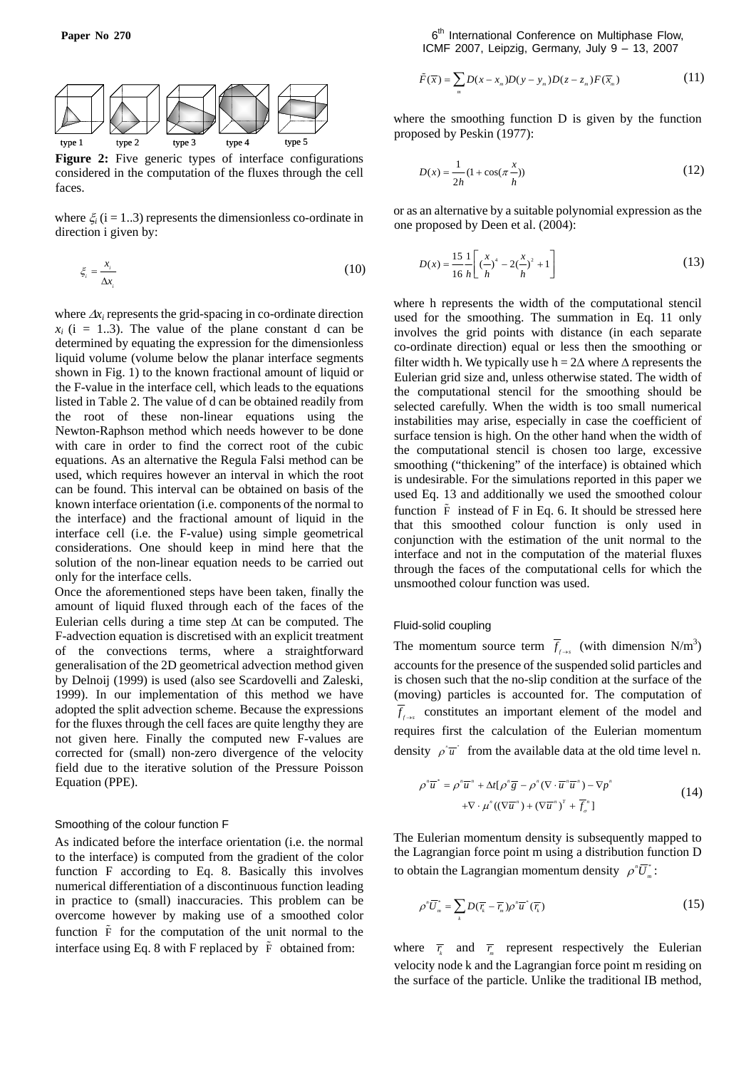**Figure 2:** Five generic types of interface configurations considered in the computation of the fluxes through the cell faces.

where $\xi_i$ (i = 1..3) represents the dimensionless co-ordinate in direction i given by:

$$\xi_i = \frac{x_i}{\Delta x_i} \tag{10}$$

where $\Delta x_i$ represents the grid-spacing in co-ordinate direction $x_i$ (i = 1..3). The value of the plane constant d can be determined by equating the expression for the dimensionless liquid volume (volume below the planar interface segments shown in Fig. 1) to the known fractional amount of liquid or the F-value in the interface cell, which leads to the equations listed in Table 2. The value of d can be obtained readily from the root of these non-linear equations using the Newton-Raphson method which needs however to be done with care in order to find the correct root of the cubic equations. As an alternative the Regula Falsi method can be used, which requires however an interval in which the root can be found. This interval can be obtained on basis of the known interface orientation (i.e. components of the normal to the interface) and the fractional amount of liquid in the interface cell (i.e. the F-value) using simple geometrical considerations. One should keep in mind here that the solution of the non-linear equation needs to be carried out only for the interface cells.

Once the aforementioned steps have been taken, finally the amount of liquid fluxed through each of the faces of the Eulerian cells during a time step $\Delta t$ can be computed. The F-advection equation is discretised with an explicit treatment of the convections terms, where a straightforward generalisation of the 2D geometrical advection method given by Delnoij (1999) is used (also see Scardovelli and Zaleski, 1999). In our implementation of this method we have adopted the split advection scheme. Because the expressions for the fluxes through the cell faces are quite lengthy they are not given here. Finally the computed new F-values are corrected for (small) non-zero divergence of the velocity field due to the iterative solution of the Pressure Poisson Equation (PPE).

### Smoothing of the colour function F

As indicated before the interface orientation (i.e. the normal to the interface) is computed from the gradient of the color function F according to Eq. 8. Basically this involves numerical differentiation of a discontinuous function leading in practice to (small) inaccuracies. This problem can be overcome however by making use of a smoothed color function $\tilde{F}$ for the computation of the unit normal to the interface using Eq. 8 with F replaced by $\tilde{F}$ obtained from:

$$\tilde{F}(\overline{x}) = \sum_m D(x - x_m) D(y - y_m) D(z - z_m) F(\overline{x}_m) \tag{11}$$

where the smoothing function D is given by the function proposed by Peskin (1977):

$$D(x) = \frac{1}{2h}\left(1 + \cos\left(\pi \frac{x}{h}\right)\right) \tag{12}$$

or as an alternative by a suitable polynomial expression as the one proposed by Deen et al. (2004):

$$D(x) = \frac{15}{16}\frac{1}{h}\left[\left(\frac{x}{h}\right)^4 - 2\left(\frac{x}{h}\right)^2 + 1\right] \tag{13}$$

where h represents the width of the computational stencil used for the smoothing. The summation in Eq. 11 only involves the grid points with distance (in each separate co-ordinate direction) equal or less then the smoothing or filter width h. We typically use h = 2$\Delta$ where $\Delta$ represents the Eulerian grid size and, unless otherwise stated. The width of the computational stencil for the smoothing should be selected carefully. When the width is too small numerical instabilities may arise, especially in case the coefficient of surface tension is high. On the other hand when the width of the computational stencil is chosen too large, excessive smoothing ("thickening" of the interface) is obtained which is undesirable. For the simulations reported in this paper we used Eq. 13 and additionally we used the smoothed colour function $\tilde{F}$ instead of F in Eq. 6. It should be stressed here that this smoothed colour function is only used in conjunction with the estimation of the unit normal to the interface and not in the computation of the material fluxes through the faces of the computational cells for which the unsmoothed colour function was used.

### Fluid-solid coupling

The momentum source term $\overline{f}_{f\rightarrow s}$ (with dimension N/m$^3$) accounts for the presence of the suspended solid particles and is chosen such that the no-slip condition at the surface of the (moving) particles is accounted for. The computation of $\overline{f}_{f\rightarrow s}$ constitutes an important element of the model and requires first the calculation of the Eulerian momentum density $\rho^*\overline{u}^*$ from the available data at the old time level n.

$$\begin{aligned}\rho^n\overline{u}^* = \rho^n\overline{u}^n + \Delta t[\rho^n\overline{g} - \rho^n(\nabla\cdot\overline{u}^n\overline{u}^n) - \nabla p^n \\ +\nabla\cdot\mu^n((\nabla\overline{u}^n) + (\nabla\overline{u}^n)^T + \overline{f}_\sigma^n]\end{aligned} \tag{14}$$

The Eulerian momentum density is subsequently mapped to the Lagrangian force point m using a distribution function D to obtain the Lagrangian momentum density $\rho^n\overline{U}_m^*$:

$$\rho^n\overline{U}_m^* = \sum_k D(\overline{r}_k - \overline{r}_m)\rho^n\overline{u}^*(\overline{r}_k) \tag{15}$$

where $\overline{r}_k$ and $\overline{r}_m$ represent respectively the Eulerian velocity node k and the Lagrangian force point m residing on the surface of the particle. Unlike the traditional IB method,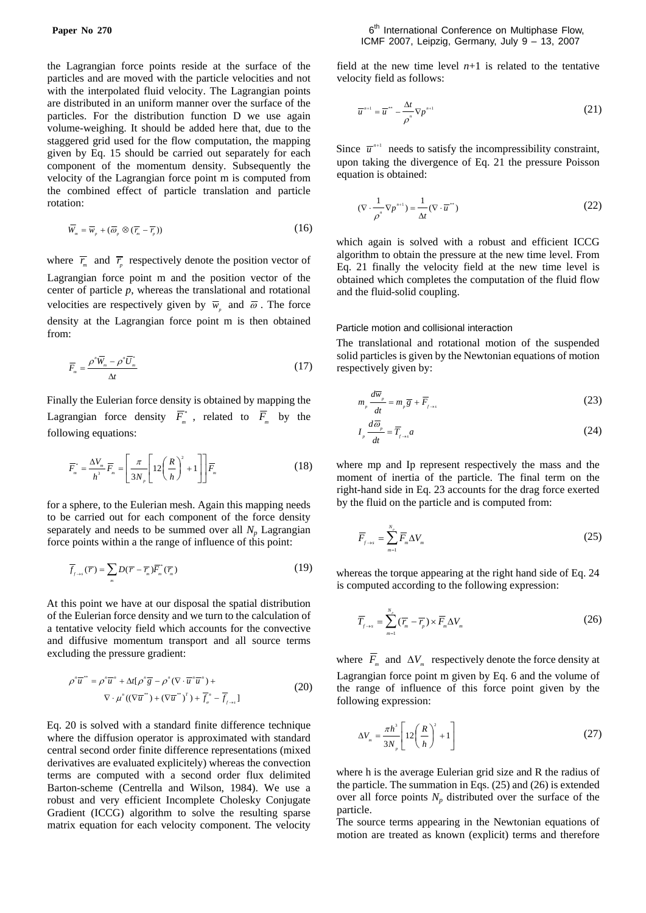the Lagrangian force points reside at the surface of the particles and are moved with the particle velocities and not with the interpolated fluid velocity. The Lagrangian points are distributed in an uniform manner over the surface of the particles. For the distribution function D we use again volume-weighing. It should be added here that, due to the staggered grid used for the flow computation, the mapping given by Eq. 15 should be carried out separately for each component of the momentum density. Subsequently the velocity of the Lagrangian force point m is computed from the combined effect of particle translation and particle rotation:

$$\overline{W}_m = \overline{w}_p + (\overline{\omega}_p \otimes (\overline{r}_m - \overline{r}_p)) \tag{16}$$

where $\overline{r}_m$ and $\overline{r}_p$ respectively denote the position vector of Lagrangian force point m and the position vector of the center of particle *p*, whereas the translational and rotational velocities are respectively given by $\overline{w}_p$ and $\overline{\omega}$. The force density at the Lagrangian force point m is then obtained from:

$$\overline{F}_m = \frac{\rho^n \overline{W}_m - \rho^n \overline{U}_m^*}{\Delta t} \tag{17}$$

Finally the Eulerian force density is obtained by mapping the Lagrangian force density $\overline{F}_m^*$, related to $\overline{F}_m$ by the following equations:

$$\overline{F}_m^* = \frac{\Delta V_m}{h^3}\overline{F}_m = \left[\frac{\pi}{3N_p}\left[12\left(\frac{R}{h}\right)^2 + 1\right]\right]\overline{F}_m \tag{18}$$

for a sphere, to the Eulerian mesh. Again this mapping needs to be carried out for each component of the force density separately and needs to be summed over all $N_p$ Lagrangian force points within a the range of influence of this point:

$$\overline{f}_{f\to s}(\overline{r}) = \sum_m D(\overline{r} - \overline{r}_m)\overline{F}_m^*(\overline{r}_m) \tag{19}$$

At this point we have at our disposal the spatial distribution of the Eulerian force density and we turn to the calculation of a tentative velocity field which accounts for the convective and diffusive momentum transport and all source terms excluding the pressure gradient:

$$\begin{aligned}\rho^n \overline{u}^{**} = \rho^n \overline{u}^n + \Delta t[\rho^n \overline{g} - \rho^n (\nabla \cdot \overline{u}^n \overline{u}^n) + \\ \nabla \cdot \mu^n ((\nabla \overline{u}^{**}) + (\nabla \overline{u}^{**})^T) + \overline{f}_\sigma^n - \overline{f}_{f\to s}]\end{aligned} \tag{20}$$

Eq. 20 is solved with a standard finite difference technique where the diffusion operator is approximated with standard central second order finite difference representations (mixed derivatives are evaluated explicitely) whereas the convection terms are computed with a second order flux delimited Barton-scheme (Centrella and Wilson, 1984). We use a robust and very efficient Incomplete Cholesky Conjugate Gradient (ICCG) algorithm to solve the resulting sparse matrix equation for each velocity component. The velocity field at the new time level *n*+1 is related to the tentative velocity field as follows:

$$\overline{u}^{n+1} = \overline{u}^{**} - \frac{\Delta t}{\rho^n}\nabla p^{n+1} \tag{21}$$

Since $\overline{u}^{n+1}$ needs to satisfy the incompressibility constraint, upon taking the divergence of Eq. 21 the pressure Poisson equation is obtained:

$$(\nabla \cdot \frac{1}{\rho^n}\nabla p^{n+1}) = \frac{1}{\Delta t}(\nabla \cdot \overline{u}^{**}) \tag{22}$$

which again is solved with a robust and efficient ICCG algorithm to obtain the pressure at the new time level. From Eq. 21 finally the velocity field at the new time level is obtained which completes the computation of the fluid flow and the fluid-solid coupling.

### Particle motion and collisional interaction

The translational and rotational motion of the suspended solid particles is given by the Newtonian equations of motion respectively given by:

$$m_p \frac{d\overline{w}_p}{dt} = m_p \overline{g} + \overline{F}_{f\to s} \tag{23}$$

$$I_p \frac{d\overline{\omega}_p}{dt} = \overline{T}_{f\to s} a \tag{24}$$

where mp and Ip represent respectively the mass and the moment of inertia of the particle. The final term on the right-hand side in Eq. 23 accounts for the drag force exerted by the fluid on the particle and is computed from:

$$\overline{F}_{f\to s} = \sum_{m=1}^{N_p} \overline{F}_m \Delta V_m \tag{25}$$

whereas the torque appearing at the right hand side of Eq. 24 is computed according to the following expression:

$$\overline{T}_{f\to s} = \sum_{m=1}^{N_p} (\overline{r}_m - \overline{r}_p) \times \overline{F}_m \Delta V_m \tag{26}$$

where $\overline{F}_m$ and $\Delta V_m$ respectively denote the force density at Lagrangian force point m given by Eq. 6 and the volume of the range of influence of this force point given by the following expression:

$$\Delta V_m = \frac{\pi h^3}{3N_p}\left[12\left(\frac{R}{h}\right)^2 + 1\right] \tag{27}$$

where h is the average Eulerian grid size and R the radius of the particle. The summation in Eqs. (25) and (26) is extended over all force points $N_p$ distributed over the surface of the particle.

The source terms appearing in the Newtonian equations of motion are treated as known (explicit) terms and therefore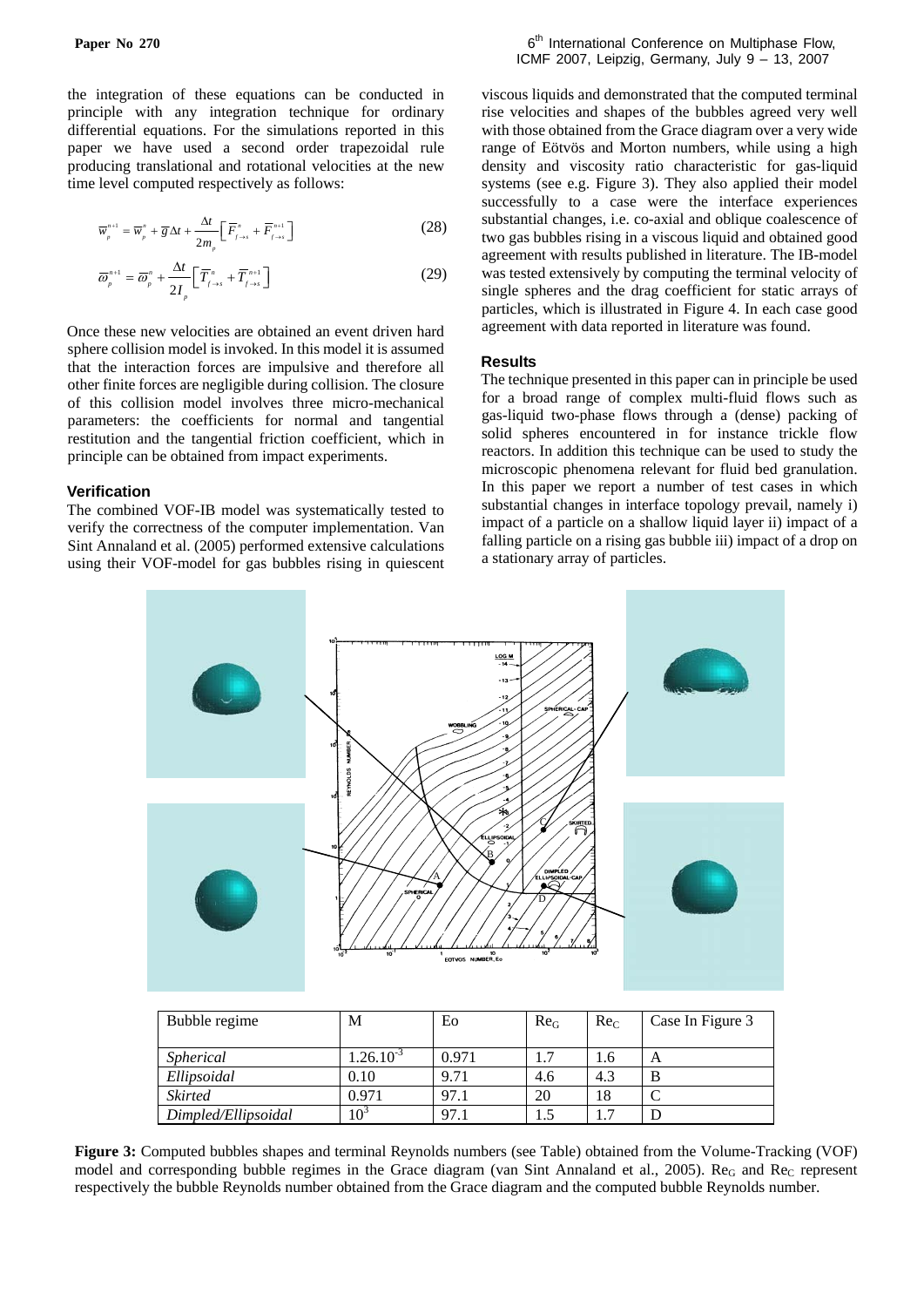the integration of these equations can be conducted in principle with any integration technique for ordinary differential equations. For the simulations reported in this paper we have used a second order trapezoidal rule producing translational and rotational velocities at the new time level computed respectively as follows:

$$\overline{w}_p^{n+1} = \overline{w}_p^n + \overline{g}\Delta t + \frac{\Delta t}{2m_p}\left[\overline{F}_{f\to s}^n + \overline{F}_{f\to s}^{n+1}\right] \tag{28}$$

$$\overline{\omega}_p^{n+1} = \overline{\omega}_p^n + \frac{\Delta t}{2I_p}\left[\overline{T}_{f\to s}^n + \overline{T}_{f\to s}^{n+1}\right] \tag{29}$$

Once these new velocities are obtained an event driven hard sphere collision model is invoked. In this model it is assumed that the interaction forces are impulsive and therefore all other finite forces are negligible during collision. The closure of this collision model involves three micro-mechanical parameters: the coefficients for normal and tangential restitution and the tangential friction coefficient, which in principle can be obtained from impact experiments.

### Verification

The combined VOF-IB model was systematically tested to verify the correctness of the computer implementation. Van Sint Annaland et al. (2005) performed extensive calculations using their VOF-model for gas bubbles rising in quiescent viscous liquids and demonstrated that the computed terminal rise velocities and shapes of the bubbles agreed very well with those obtained from the Grace diagram over a very wide range of Eötvös and Morton numbers, while using a high density and viscosity ratio characteristic for gas-liquid systems (see e.g. Figure 3). They also applied their model successfully to a case were the interface experiences substantial changes, i.e. co-axial and oblique coalescence of two gas bubbles rising in a viscous liquid and obtained good agreement with results published in literature. The IB-model was tested extensively by computing the terminal velocity of single spheres and the drag coefficient for static arrays of particles, which is illustrated in Figure 4. In each case good agreement with data reported in literature was found.

### Results

The technique presented in this paper can in principle be used for a broad range of complex multi-fluid flows such as gas-liquid two-phase flows through a (dense) packing of solid spheres encountered in for instance trickle flow reactors. In addition this technique can be used to study the microscopic phenomena relevant for fluid bed granulation. In this paper we report a number of test cases in which substantial changes in interface topology prevail, namely i) impact of a particle on a shallow liquid layer ii) impact of a falling particle on a rising gas bubble iii) impact of a drop on a stationary array of particles.

| Bubble regime | M | Eo | $Re_G$ | $Re_C$ | Case In Figure 3 |
|---|---|---|---|---|---|
| *Spherical* | $1.26.10^{-3}$ | 0.971 | 1.7 | 1.6 | A |
| *Ellipsoidal* | 0.10 | 9.71 | 4.6 | 4.3 | B |
| *Skirted* | 0.971 | 97.1 | 20 | 18 | C |
| *Dimpled/Ellipsoidal* | $10^3$ | 97.1 | 1.5 | 1.7 | D |

**Figure 3:** Computed bubbles shapes and terminal Reynolds numbers (see Table) obtained from the Volume-Tracking (VOF) model and corresponding bubble regimes in the Grace diagram (van Sint Annaland et al., 2005). $Re_G$ and $Re_C$ represent respectively the bubble Reynolds number obtained from the Grace diagram and the computed bubble Reynolds number.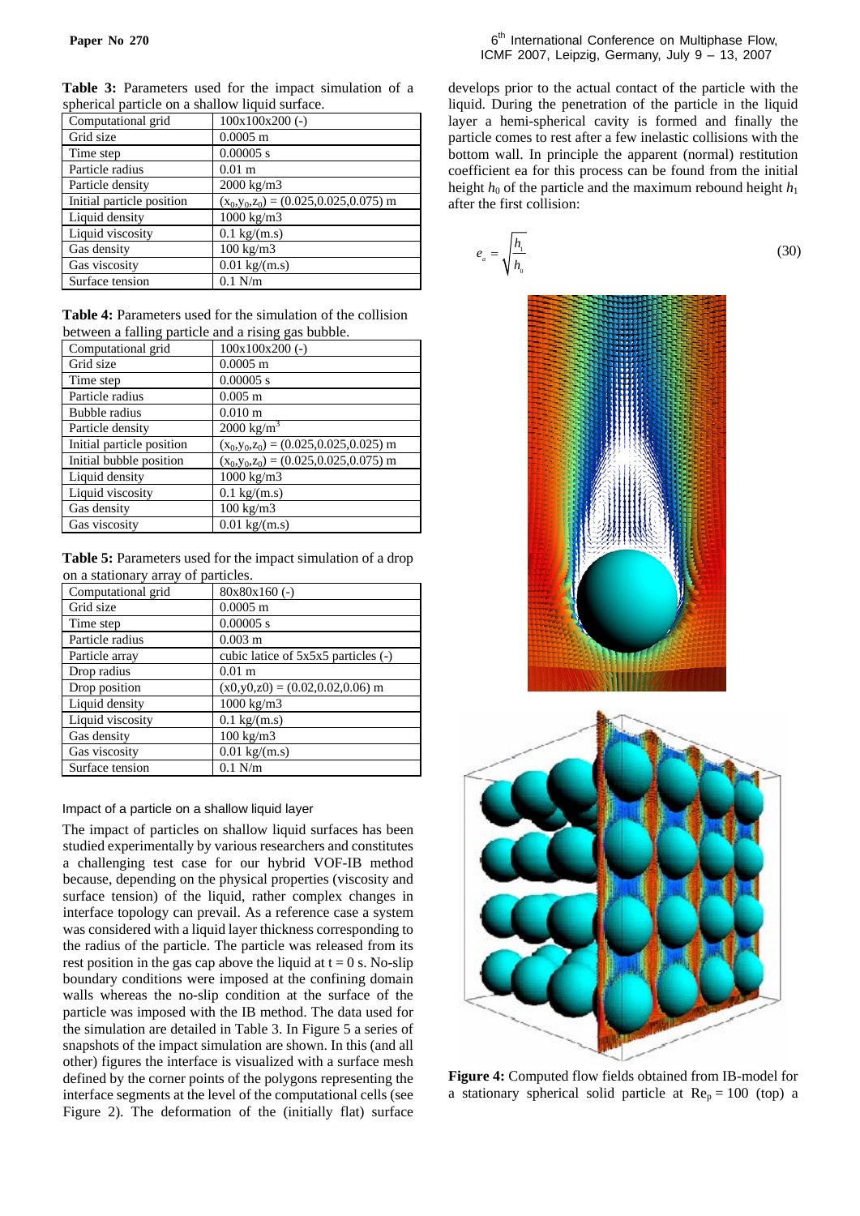**Table 3:** Parameters used for the impact simulation of a spherical particle on a shallow liquid surface.

| Computational grid | 100x100x200 (-) |
|---|---|
| Grid size | 0.0005 m |
| Time step | 0.00005 s |
| Particle radius | 0.01 m |
| Particle density | 2000 kg/m3 |
| Initial particle position | $(x_0,y_0,z_0) = (0.025,0.025,0.075)$ m |
| Liquid density | 1000 kg/m3 |
| Liquid viscosity | 0.1 kg/(m.s) |
| Gas density | 100 kg/m3 |
| Gas viscosity | 0.01 kg/(m.s) |
| Surface tension | 0.1 N/m |

**Table 4:** Parameters used for the simulation of the collision between a falling particle and a rising gas bubble.

| Computational grid | 100x100x200 (-) |
|---|---|
| Grid size | 0.0005 m |
| Time step | 0.00005 s |
| Particle radius | 0.005 m |
| Bubble radius | 0.010 m |
| Particle density | 2000 $kg/m^3$ |
| Initial particle position | $(x_0,y_0,z_0) = (0.025,0.025,0.025)$ m |
| Initial bubble position | $(x_0,y_0,z_0) = (0.025,0.025,0.075)$ m |
| Liquid density | 1000 kg/m3 |
| Liquid viscosity | 0.1 kg/(m.s) |
| Gas density | 100 kg/m3 |
| Gas viscosity | 0.01 kg/(m.s) |

**Table 5:** Parameters used for the impact simulation of a drop on a stationary array of particles.

| Computational grid | 80x80x160 (-) |
|---|---|
| Grid size | 0.0005 m |
| Time step | 0.00005 s |
| Particle radius | 0.003 m |
| Particle array | cubic latice of 5x5x5 particles (-) |
| Drop radius | 0.01 m |
| Drop position | (x0,y0,z0) = (0.02,0.02,0.06) m |
| Liquid density | 1000 kg/m3 |
| Liquid viscosity | 0.1 kg/(m.s) |
| Gas density | 100 kg/m3 |
| Gas viscosity | 0.01 kg/(m.s) |
| Surface tension | 0.1 N/m |

### Impact of a particle on a shallow liquid layer

The impact of particles on shallow liquid surfaces has been studied experimentally by various researchers and constitutes a challenging test case for our hybrid VOF-IB method because, depending on the physical properties (viscosity and surface tension) of the liquid, rather complex changes in interface topology can prevail. As a reference case a system was considered with a liquid layer thickness corresponding to the radius of the particle. The particle was released from its rest position in the gas cap above the liquid at t = 0 s. No-slip boundary conditions were imposed at the confining domain walls whereas the no-slip condition at the surface of the particle was imposed with the IB method. The data used for the simulation are detailed in Table 3. In Figure 5 a series of snapshots of the impact simulation are shown. In this (and all other) figures the interface is visualized with a surface mesh defined by the corner points of the polygons representing the interface segments at the level of the computational cells (see Figure 2). The deformation of the (initially flat) surface develops prior to the actual contact of the particle with the liquid. During the penetration of the particle in the liquid layer a hemi-spherical cavity is formed and finally the particle comes to rest after a few inelastic collisions with the bottom wall. In principle the apparent (normal) restitution coefficient ea for this process can be found from the initial height $h_0$ of the particle and the maximum rebound height $h_1$ after the first collision:

$$e_a = \sqrt{\frac{h_1}{h_0}} \tag{30}$$

**Figure 4:** Computed flow fields obtained from IB-model for a stationary spherical solid particle at $Re_p = 100$ (top) a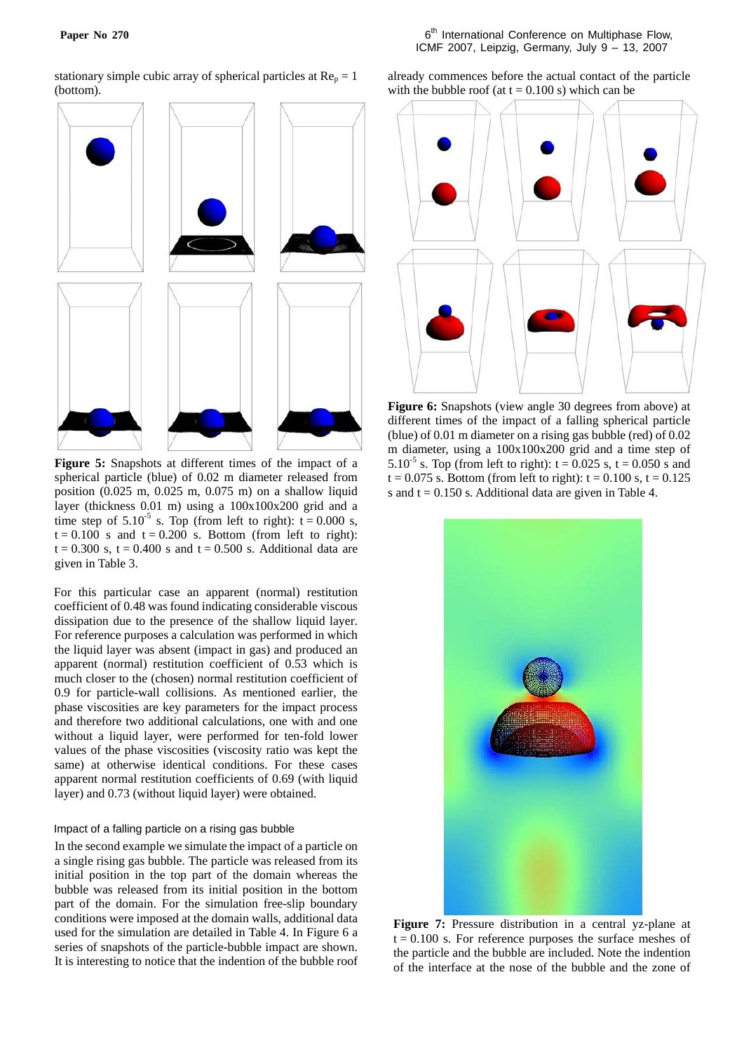stationary simple cubic array of spherical particles at $Re_p = 1$ (bottom).

**Figure 5:** Snapshots at different times of the impact of a spherical particle (blue) of 0.02 m diameter released from position (0.025 m, 0.025 m, 0.075 m) on a shallow liquid layer (thickness 0.01 m) using a 100x100x200 grid and a time step of $5.10^{-5}$ s. Top (from left to right): t = 0.000 s, t = 0.100 s and t = 0.200 s. Bottom (from left to right): t = 0.300 s, t = 0.400 s and t = 0.500 s. Additional data are given in Table 3.

For this particular case an apparent (normal) restitution coefficient of 0.48 was found indicating considerable viscous dissipation due to the presence of the shallow liquid layer. For reference purposes a calculation was performed in which the liquid layer was absent (impact in gas) and produced an apparent (normal) restitution coefficient of 0.53 which is much closer to the (chosen) normal restitution coefficient of 0.9 for particle-wall collisions. As mentioned earlier, the phase viscosities are key parameters for the impact process and therefore two additional calculations, one with and one without a liquid layer, were performed for ten-fold lower values of the phase viscosities (viscosity ratio was kept the same) at otherwise identical conditions. For these cases apparent normal restitution coefficients of 0.69 (with liquid layer) and 0.73 (without liquid layer) were obtained.

### Impact of a falling particle on a rising gas bubble

In the second example we simulate the impact of a particle on a single rising gas bubble. The particle was released from its initial position in the top part of the domain whereas the bubble was released from its initial position in the bottom part of the domain. For the simulation free-slip boundary conditions were imposed at the domain walls, additional data used for the simulation are detailed in Table 4. In Figure 6 a series of snapshots of the particle-bubble impact are shown. It is interesting to notice that the indention of the bubble roof already commences before the actual contact of the particle with the bubble roof (at t = 0.100 s) which can be

**Figure 6:** Snapshots (view angle 30 degrees from above) at different times of the impact of a falling spherical particle (blue) of 0.01 m diameter on a rising gas bubble (red) of 0.02 m diameter, using a 100x100x200 grid and a time step of $5.10^{-5}$ s. Top (from left to right): t = 0.025 s, t = 0.050 s and t = 0.075 s. Bottom (from left to right): t = 0.100 s, t = 0.125 s and t = 0.150 s. Additional data are given in Table 4.

**Figure 7:** Pressure distribution in a central yz-plane at t = 0.100 s. For reference purposes the surface meshes of the particle and the bubble are included. Note the indention of the interface at the nose of the bubble and the zone of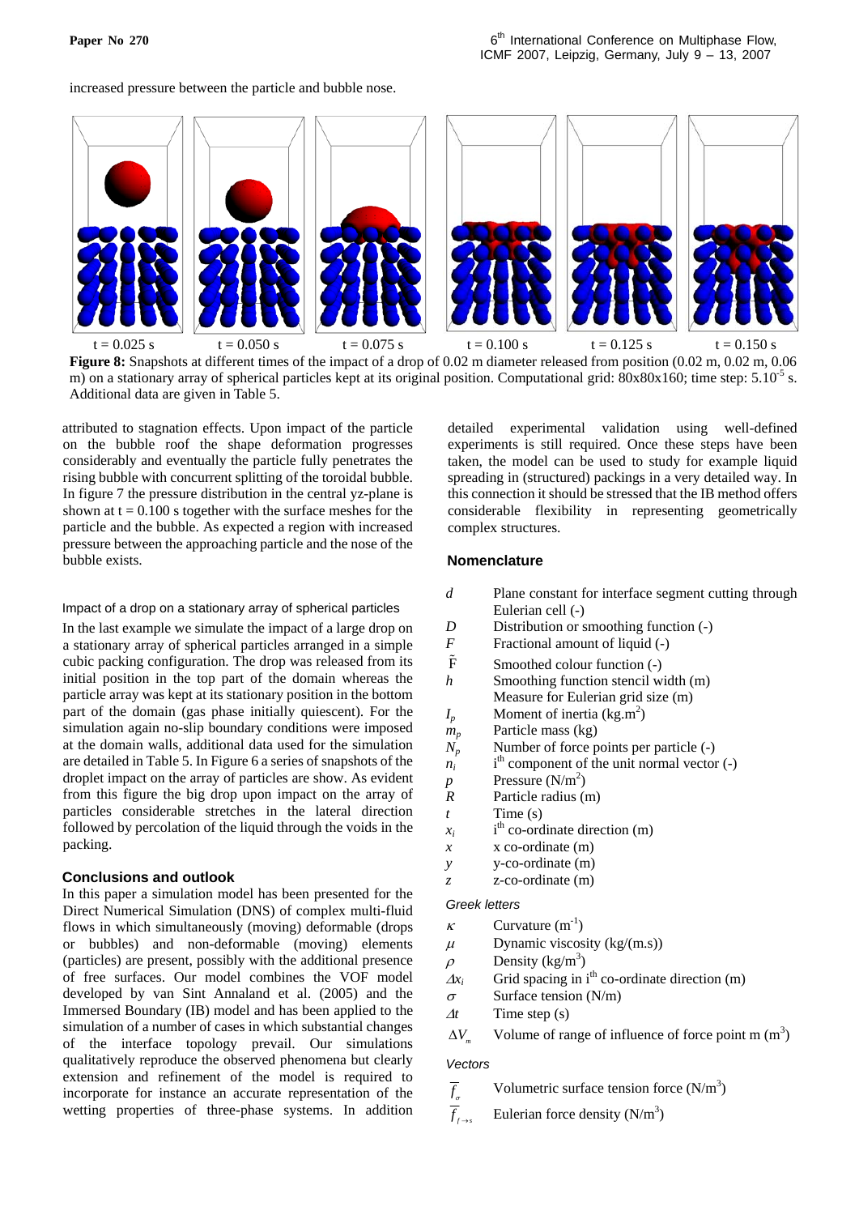increased pressure between the particle and bubble nose.

t = 0.025 s t = 0.050 s t = 0.075 s t = 0.100 s t = 0.125 s t = 0.150 s

**Figure 8:** Snapshots at different times of the impact of a drop of 0.02 m diameter released from position (0.02 m, 0.02 m, 0.06 m) on a stationary array of spherical particles kept at its original position. Computational grid: 80x80x160; time step: $5.10^{-5}$ s. Additional data are given in Table 5.

attributed to stagnation effects. Upon impact of the particle on the bubble roof the shape deformation progresses considerably and eventually the particle fully penetrates the rising bubble with concurrent splitting of the toroidal bubble. In figure 7 the pressure distribution in the central yz-plane is shown at t = 0.100 s together with the surface meshes for the particle and the bubble. As expected a region with increased pressure between the approaching particle and the nose of the bubble exists.

### Impact of a drop on a stationary array of spherical particles

In the last example we simulate the impact of a large drop on a stationary array of spherical particles arranged in a simple cubic packing configuration. The drop was released from its initial position in the top part of the domain whereas the particle array was kept at its stationary position in the bottom part of the domain (gas phase initially quiescent). For the simulation again no-slip boundary conditions were imposed at the domain walls, additional data used for the simulation are detailed in Table 5. In Figure 6 a series of snapshots of the droplet impact on the array of particles are show. As evident from this figure the big drop upon impact on the array of particles considerable stretches in the lateral direction followed by percolation of the liquid through the voids in the packing.

## Conclusions and outlook

In this paper a simulation model has been presented for the Direct Numerical Simulation (DNS) of complex multi-fluid flows in which simultaneously (moving) deformable (drops or bubbles) and non-deformable (moving) elements (particles) are present, possibly with the additional presence of free surfaces. Our model combines the VOF model developed by van Sint Annaland et al. (2005) and the Immersed Boundary (IB) model and has been applied to the simulation of a number of cases in which substantial changes of the interface topology prevail. Our simulations qualitatively reproduce the observed phenomena but clearly extension and refinement of the model is required to incorporate for instance an accurate representation of the wetting properties of three-phase systems. In addition detailed experimental validation using well-defined experiments is still required. Once these steps have been taken, the model can be used to study for example liquid spreading in (structured) packings in a very detailed way. In this connection it should be stressed that the IB method offers considerable flexibility in representing geometrically complex structures.

## Nomenclature

| | |
|---|---|
| $d$ | Plane constant for interface segment cutting through Eulerian cell (-) |
| $D$ | Distribution or smoothing function (-) |
| $F$ | Fractional amount of liquid (-) |
| $\tilde{F}$ | Smoothed colour function (-) |
| $h$ | Smoothing function stencil width (m) Measure for Eulerian grid size (m) |
| $I_p$ | Moment of inertia (kg.m$^2$) |
| $m_p$ | Particle mass (kg) |
| $N_p$ | Number of force points per particle (-) |
| $n_i$ | i$^{th}$ component of the unit normal vector (-) |
| $p$ | Pressure (N/m$^2$) |
| $R$ | Particle radius (m) |
| $t$ | Time (s) |
| $x_i$ | i$^{th}$ co-ordinate direction (m) |
| $x$ | x co-ordinate (m) |
| $y$ | y-co-ordinate (m) |
| $z$ | z-co-ordinate (m) |

*Greek letters*

| | |
|---|---|
| $\kappa$ | Curvature (m$^{-1}$) |
| $\mu$ | Dynamic viscosity (kg/(m.s)) |
| $\rho$ | Density (kg/m$^3$) |
| $\Delta x_i$ | Grid spacing in i$^{th}$ co-ordinate direction (m) |
| $\sigma$ | Surface tension (N/m) |
| $\Delta t$ | Time step (s) |
| $\Delta V_m$ | Volume of range of influence of force point m (m$^3$) |

*Vectors*

| | |
|---|---|
| $\overline{f}_\sigma$ | Volumetric surface tension force (N/m$^3$) |
| $\overline{f}_{f\rightarrow s}$ | Eulerian force density (N/m$^3$) |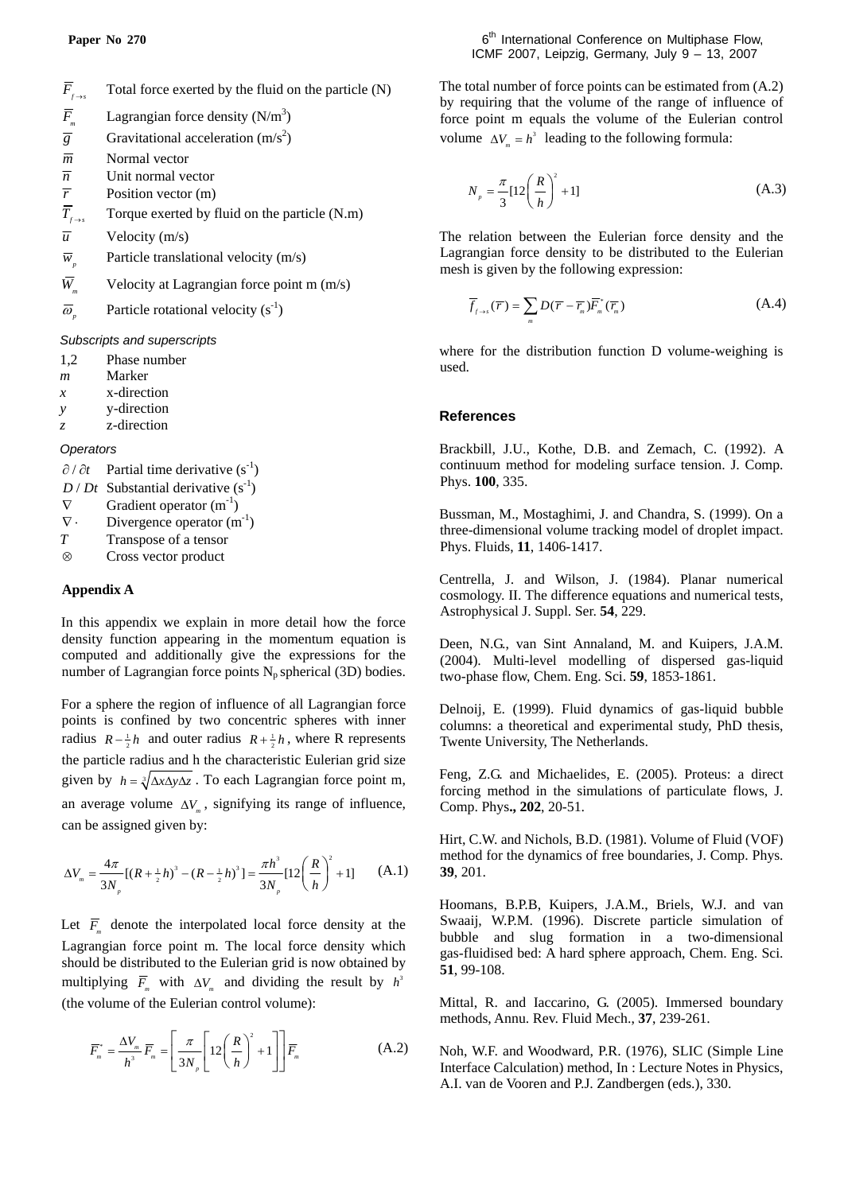| | |
|---|---|
| $\overline{F}_{f \to s}$ | Total force exerted by the fluid on the particle (N) |
| $\overline{F}_{m}$ | Lagrangian force density (N/m$^3$) |
| $\overline{g}$ | Gravitational acceleration (m/s$^2$) |
| $\overline{m}$ | Normal vector |
| $\overline{n}$ | Unit normal vector |
| $\overline{r}$ | Position vector (m) |
| $\overline{T}_{f \to s}$ | Torque exerted by fluid on the particle (N.m) |
| $\overline{u}$ | Velocity (m/s) |
| $\overline{w}_{p}$ | Particle translational velocity (m/s) |
| $\overline{W}_{m}$ | Velocity at Lagrangian force point m (m/s) |
| $\overline{\omega}_{p}$ | Particle rotational velocity (s$^{-1}$) |

*Subscripts and superscripts*

| | |
|---|---|
| 1,2 | Phase number |
| *m* | Marker |
| *x* | x-direction |
| *y* | y-direction |
| *z* | z-direction |

*Operators*

| | |
|---|---|
| $\partial / \partial t$ | Partial time derivative (s$^{-1}$) |
| $D / Dt$ | Substantial derivative (s$^{-1}$) |
| $\nabla$ | Gradient operator (m$^{-1}$) |
| $\nabla \cdot$ | Divergence operator (m$^{-1}$) |
| $T$ | Transpose of a tensor |
| $\otimes$ | Cross vector product |

## Appendix A

In this appendix we explain in more detail how the force density function appearing in the momentum equation is computed and additionally give the expressions for the number of Lagrangian force points $N_p$ spherical (3D) bodies.

For a sphere the region of influence of all Lagrangian force points is confined by two concentric spheres with inner radius $R - \frac{1}{2}h$ and outer radius $R + \frac{1}{2}h$, where R represents the particle radius and h the characteristic Eulerian grid size given by $h = \sqrt[3]{\Delta x \Delta y \Delta z}$. To each Lagrangian force point m, an average volume $\Delta V_m$, signifying its range of influence, can be assigned given by:

$$\Delta V_m = \frac{4\pi}{3N_p}[(R + \tfrac{1}{2}h)^3 - (R - \tfrac{1}{2}h)^3] = \frac{\pi h^3}{3N_p}[12\left(\frac{R}{h}\right)^2 + 1] \qquad \text{(A.1)}$$

Let $\overline{F}_m$ denote the interpolated local force density at the Lagrangian force point m. The local force density which should be distributed to the Eulerian grid is now obtained by multiplying $\overline{F}_m$ with $\Delta V_m$ and dividing the result by $h^3$ (the volume of the Eulerian control volume):

$$\overline{F}_m^* = \frac{\Delta V_m}{h^3}\overline{F}_m = \left[\frac{\pi}{3N_p}\left[12\left(\frac{R}{h}\right)^2 + 1\right]\right]\overline{F}_m \qquad \text{(A.2)}$$

The total number of force points can be estimated from (A.2) by requiring that the volume of the range of influence of force point m equals the volume of the Eulerian control volume $\Delta V_m = h^3$ leading to the following formula:

$$N_p = \frac{\pi}{3}[12\left(\frac{R}{h}\right)^2 + 1] \qquad \text{(A.3)}$$

The relation between the Eulerian force density and the Lagrangian force density to be distributed to the Eulerian mesh is given by the following expression:

$$\overline{f}_{f \to s}(\overline{r}) = \sum_m D(\overline{r} - \overline{r}_m)\overline{F}_m^*(\overline{r}_m) \qquad \text{(A.4)}$$

where for the distribution function D volume-weighing is used.

## References

Brackbill, J.U., Kothe, D.B. and Zemach, C. (1992). A continuum method for modeling surface tension. J. Comp. Phys. **100**, 335.

Bussman, M., Mostaghimi, J. and Chandra, S. (1999). On a three-dimensional volume tracking model of droplet impact. Phys. Fluids, **11**, 1406-1417.

Centrella, J. and Wilson, J. (1984). Planar numerical cosmology. II. The difference equations and numerical tests, Astrophysical J. Suppl. Ser. **54**, 229.

Deen, N.G., van Sint Annaland, M. and Kuipers, J.A.M. (2004). Multi-level modelling of dispersed gas-liquid two-phase flow, Chem. Eng. Sci. **59**, 1853-1861.

Delnoij, E. (1999). Fluid dynamics of gas-liquid bubble columns: a theoretical and experimental study, PhD thesis, Twente University, The Netherlands.

Feng, Z.G. and Michaelides, E. (2005). Proteus: a direct forcing method in the simulations of particulate flows, J. Comp. Phys**., 202**, 20-51.

Hirt, C.W. and Nichols, B.D. (1981). Volume of Fluid (VOF) method for the dynamics of free boundaries, J. Comp. Phys. **39**, 201.

Hoomans, B.P.B, Kuipers, J.A.M., Briels, W.J. and van Swaaij, W.P.M. (1996). Discrete particle simulation of bubble and slug formation in a two-dimensional gas-fluidised bed: A hard sphere approach, Chem. Eng. Sci. **51**, 99-108.

Mittal, R. and Iaccarino, G. (2005). Immersed boundary methods, Annu. Rev. Fluid Mech., **37**, 239-261.

Noh, W.F. and Woodward, P.R. (1976), SLIC (Simple Line Interface Calculation) method, In : Lecture Notes in Physics, A.I. van de Vooren and P.J. Zandbergen (eds.), 330.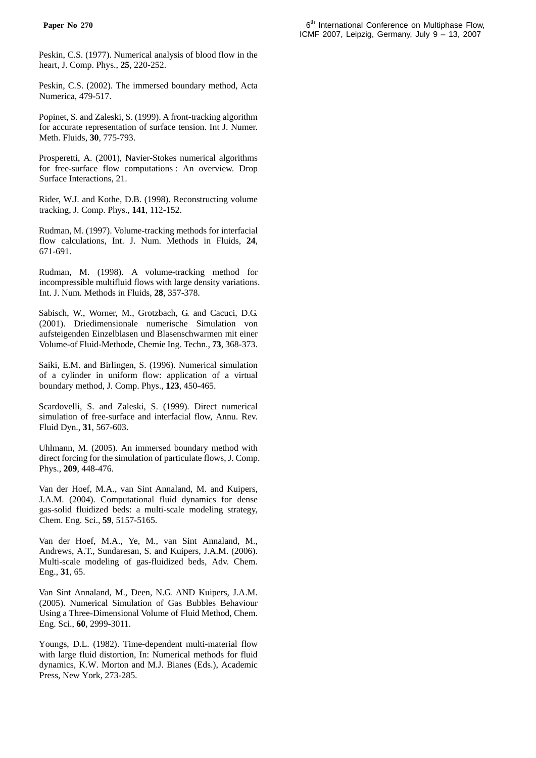Peskin, C.S. (1977). Numerical analysis of blood flow in the heart, J. Comp. Phys., **25**, 220-252.

Peskin, C.S. (2002). The immersed boundary method, Acta Numerica, 479-517.

Popinet, S. and Zaleski, S. (1999). A front-tracking algorithm for accurate representation of surface tension. Int J. Numer. Meth. Fluids, **30**, 775-793.

Prosperetti, A. (2001), Navier-Stokes numerical algorithms for free-surface flow computations : An overview. Drop Surface Interactions, 21.

Rider, W.J. and Kothe, D.B. (1998). Reconstructing volume tracking, J. Comp. Phys., **141**, 112-152.

Rudman, M. (1997). Volume-tracking methods for interfacial flow calculations, Int. J. Num. Methods in Fluids, **24**, 671-691.

Rudman, M. (1998). A volume-tracking method for incompressible multifluid flows with large density variations. Int. J. Num. Methods in Fluids, **28**, 357-378.

Sabisch, W., Worner, M., Grotzbach, G. and Cacuci, D.G. (2001). Driedimensionale numerische Simulation von aufsteigenden Einzelblasen und Blasenschwarmen mit einer Volume-of Fluid-Methode, Chemie Ing. Techn., **73**, 368-373.

Saiki, E.M. and Birlingen, S. (1996). Numerical simulation of a cylinder in uniform flow: application of a virtual boundary method, J. Comp. Phys., **123**, 450-465.

Scardovelli, S. and Zaleski, S. (1999). Direct numerical simulation of free-surface and interfacial flow, Annu. Rev. Fluid Dyn., **31**, 567-603.

Uhlmann, M. (2005). An immersed boundary method with direct forcing for the simulation of particulate flows, J. Comp. Phys., **209**, 448-476.

Van der Hoef, M.A., van Sint Annaland, M. and Kuipers, J.A.M. (2004). Computational fluid dynamics for dense gas-solid fluidized beds: a multi-scale modeling strategy, Chem. Eng. Sci., **59**, 5157-5165.

Van der Hoef, M.A., Ye, M., van Sint Annaland, M., Andrews, A.T., Sundaresan, S. and Kuipers, J.A.M. (2006). Multi-scale modeling of gas-fluidized beds, Adv. Chem. Eng., **31**, 65.

Van Sint Annaland, M., Deen, N.G. AND Kuipers, J.A.M. (2005). Numerical Simulation of Gas Bubbles Behaviour Using a Three-Dimensional Volume of Fluid Method, Chem. Eng. Sci., **60**, 2999-3011.

Youngs, D.L. (1982). Time-dependent multi-material flow with large fluid distortion, In: Numerical methods for fluid dynamics, K.W. Morton and M.J. Bianes (Eds.), Academic Press, New York, 273-285.